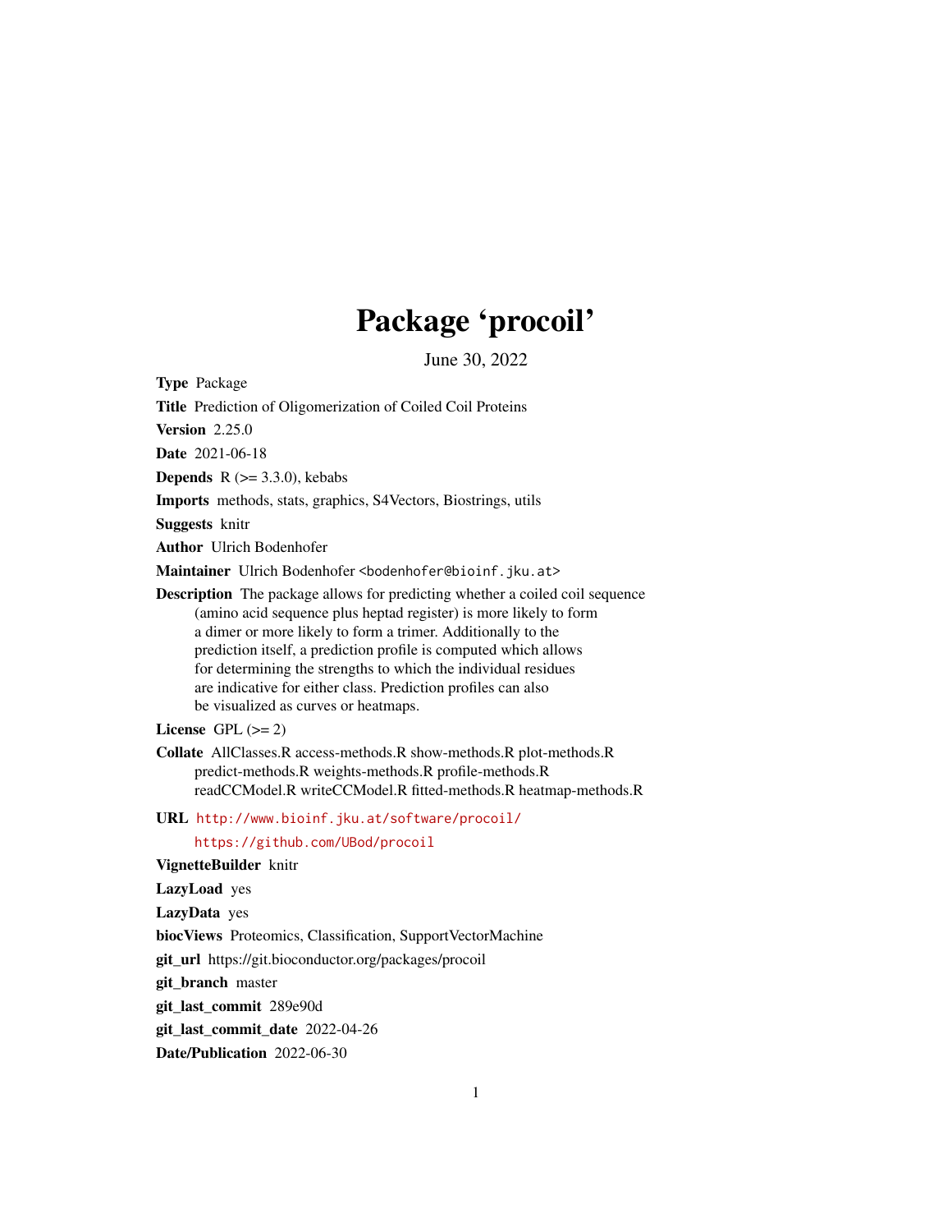# Package 'procoil'

June 30, 2022

**Type** Package

**Title** Prediction of Oligomerization of Coiled Coil Proteins

**Version** 2.25.0

**Date** 2021-06-18

**Depends** R (>= 3.3.0), kebabs

**Imports** methods, stats, graphics, S4Vectors, Biostrings, utils

**Suggests** knitr

**Author** Ulrich Bodenhofer

**Maintainer** Ulrich Bodenhofer <bodenhofer@bioinf.jku.at>

**Description** The package allows for predicting whether a coiled coil sequence (amino acid sequence plus heptad register) is more likely to form a dimer or more likely to form a trimer. Additionally to the prediction itself, a prediction profile is computed which allows for determining the strengths to which the individual residues are indicative for either class. Prediction profiles can also be visualized as curves or heatmaps.

**License** GPL (>= 2)

**Collate** AllClasses.R access-methods.R show-methods.R plot-methods.R predict-methods.R weights-methods.R profile-methods.R readCCModel.R writeCCModel.R fitted-methods.R heatmap-methods.R

**URL** http://www.bioinf.jku.at/software/procoil/
https://github.com/UBod/procoil

**VignetteBuilder** knitr

**LazyLoad** yes

**LazyData** yes

**biocViews** Proteomics, Classification, SupportVectorMachine

**git_url** https://git.bioconductor.org/packages/procoil

**git_branch** master

**git_last_commit** 289e90d

**git_last_commit_date** 2022-04-26

**Date/Publication** 2022-06-30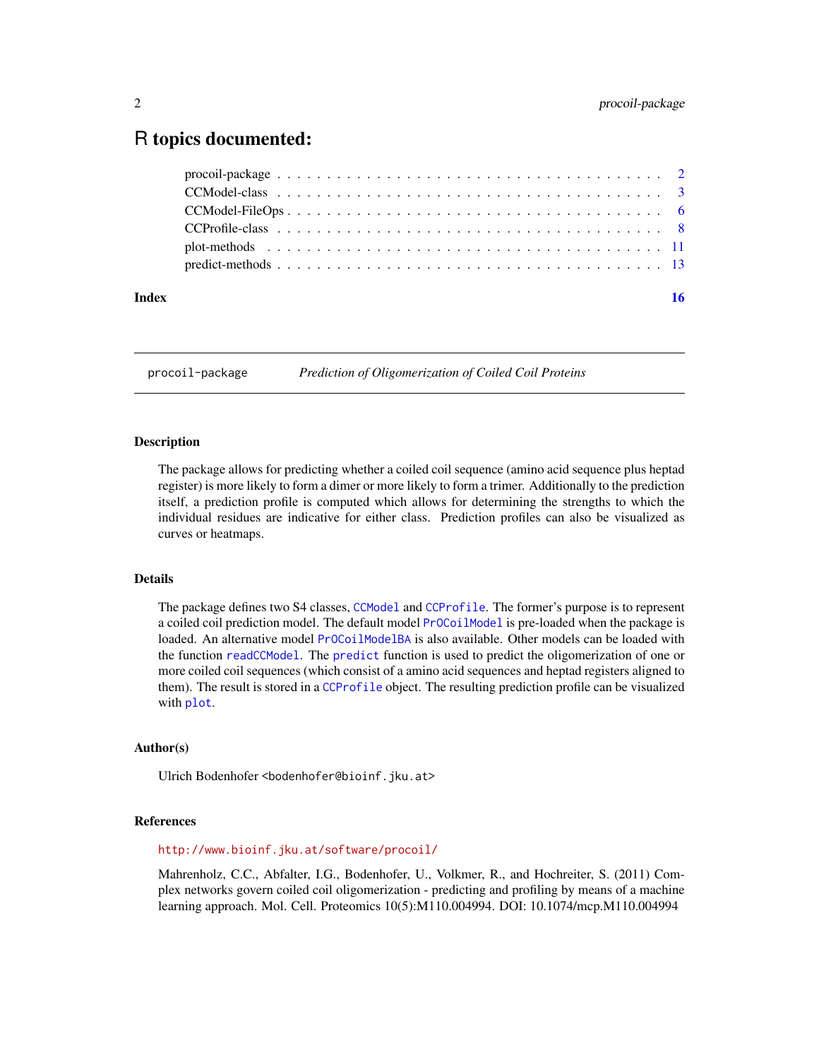# R topics documented:

| | |
|---|---|
| procoil-package | 2 |
| CCModel-class | 3 |
| CCModel-FileOps | 6 |
| CCProfile-class | 8 |
| plot-methods | 11 |
| predict-methods | 13 |
| **Index** | **16** |

---

`procoil-package` *Prediction of Oligomerization of Coiled Coil Proteins*

---

### Description

The package allows for predicting whether a coiled coil sequence (amino acid sequence plus heptad register) is more likely to form a dimer or more likely to form a trimer. Additionally to the prediction itself, a prediction profile is computed which allows for determining the strengths to which the individual residues are indicative for either class. Prediction profiles can also be visualized as curves or heatmaps.

### Details

The package defines two S4 classes, `CCModel` and `CCProfile`. The former's purpose is to represent a coiled coil prediction model. The default model `PrOCoilModel` is pre-loaded when the package is loaded. An alternative model `PrOCoilModelBA` is also available. Other models can be loaded with the function `readCCModel`. The `predict` function is used to predict the oligomerization of one or more coiled coil sequences (which consist of a amino acid sequences and heptad registers aligned to them). The result is stored in a `CCProfile` object. The resulting prediction profile can be visualized with `plot`.

### Author(s)

Ulrich Bodenhofer <bodenhofer@bioinf.jku.at>

### References

http://www.bioinf.jku.at/software/procoil/

Mahrenholz, C.C., Abfalter, I.G., Bodenhofer, U., Volkmer, R., and Hochreiter, S. (2011) Complex networks govern coiled coil oligomerization - predicting and profiling by means of a machine learning approach. Mol. Cell. Proteomics 10(5):M110.004994. DOI: 10.1074/mcp.M110.004994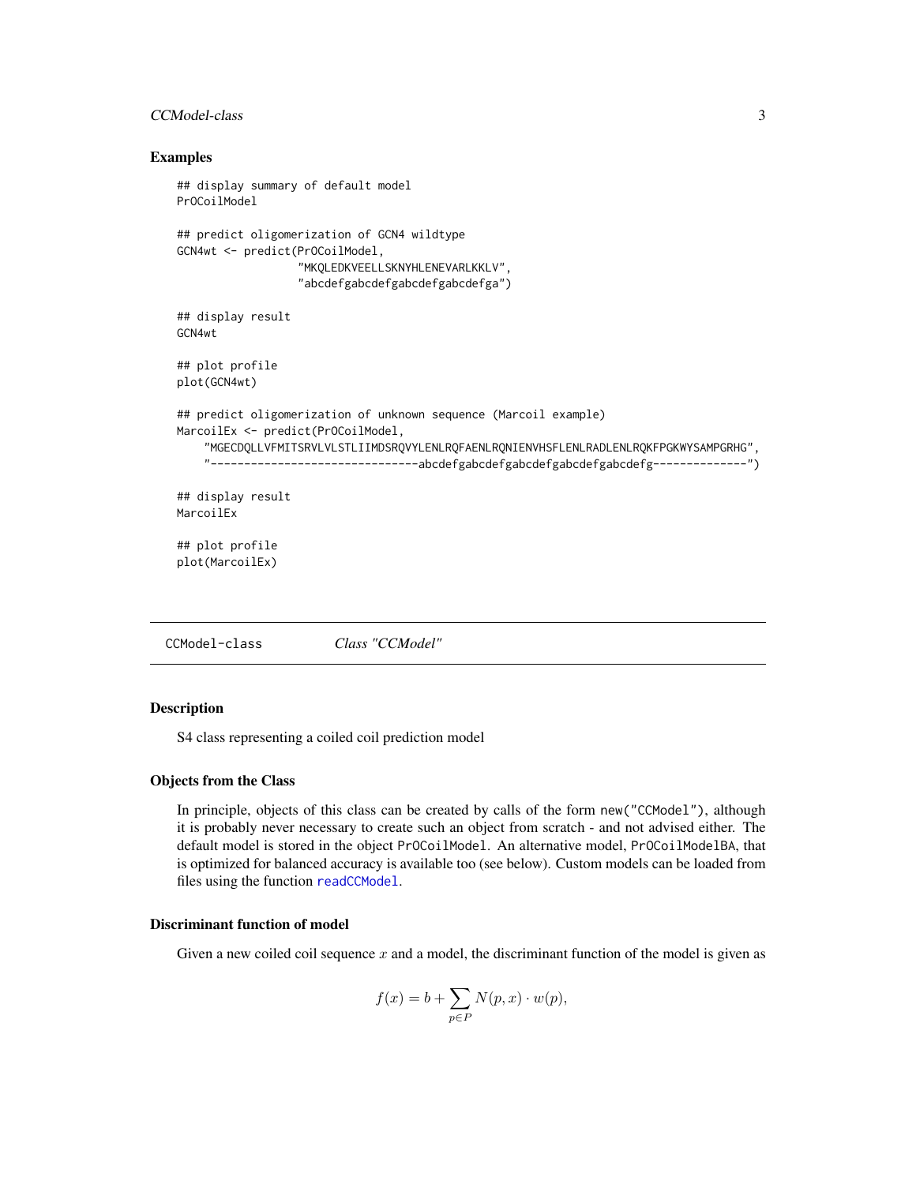### Examples

```
## display summary of default model
PrOCoilModel

## predict oligomerization of GCN4 wildtype
GCN4wt <- predict(PrOCoilModel,
                  "MKQLEDKVEELLSKNYHLENEVARLKKLV",
                  "abcdefgabcdefgabcdefgabcdefga")

## display result
GCN4wt

## plot profile
plot(GCN4wt)

## predict oligomerization of unknown sequence (Marcoil example)
MarcoilEx <- predict(PrOCoilModel,
    "MGECDQLLVFMITSRVLVLSTLIIMDSRQVYLENLRQFAENLRQNIENVHSFLENLRADLENLRQKFPGKWYSAMPGRHG",
    "------------------------------abcdefgabcdefgabcdefgabcdefgabcdefg--------------")

## display result
MarcoilEx

## plot profile
plot(MarcoilEx)
```

---

## CCModel-class    *Class "CCModel"*

### Description

S4 class representing a coiled coil prediction model

### Objects from the Class

In principle, objects of this class can be created by calls of the form `new("CCModel")`, although it is probably never necessary to create such an object from scratch - and not advised either. The default model is stored in the object `PrOCoilModel`. An alternative model, `PrOCoilModelBA`, that is optimized for balanced accuracy is available too (see below). Custom models can be loaded from files using the function `readCCModel`.

### Discriminant function of model

Given a new coiled coil sequence $x$ and a model, the discriminant function of the model is given as

$$f(x) = b + \sum_{p \in P} N(p, x) \cdot w(p),$$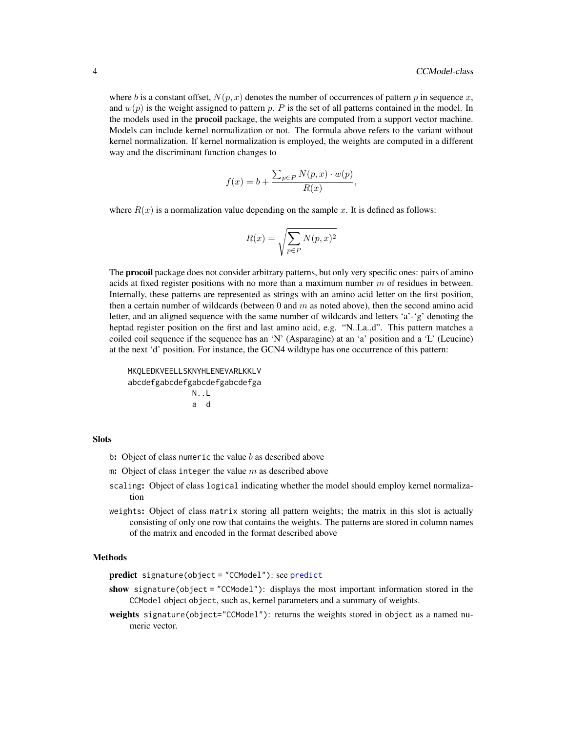where $b$ is a constant offset, $N(p, x)$ denotes the number of occurrences of pattern $p$ in sequence $x$, and $w(p)$ is the weight assigned to pattern $p$. $P$ is the set of all patterns contained in the model. In the models used in the **procoil** package, the weights are computed from a support vector machine. Models can include kernel normalization or not. The formula above refers to the variant without kernel normalization. If kernel normalization is employed, the weights are computed in a different way and the discriminant function changes to

$$f(x) = b + \frac{\sum_{p \in P} N(p, x) \cdot w(p)}{R(x)},$$

where $R(x)$ is a normalization value depending on the sample $x$. It is defined as follows:

$$R(x) = \sqrt{\sum_{p \in P} N(p, x)^2}$$

The **procoil** package does not consider arbitrary patterns, but only very specific ones: pairs of amino acids at fixed register positions with no more than a maximum number $m$ of residues in between. Internally, these patterns are represented as strings with an amino acid letter on the first position, then a certain number of wildcards (between 0 and $m$ as noted above), then the second amino acid letter, and an aligned sequence with the same number of wildcards and letters 'a'-'g' denoting the heptad register position on the first and last amino acid, e.g. "N..La..d". This pattern matches a coiled coil sequence if the sequence has an 'N' (Asparagine) at an 'a' position and a 'L' (Leucine) at the next 'd' position. For instance, the GCN4 wildtype has one occurrence of this pattern:

```
MKQLEDKVEELLSKNYHLENEVARLKKLV
abcdefgabcdefgabcdefgabcdefga
              N..L
              a  d
```

### Slots

- `b`: Object of class `numeric` the value $b$ as described above
- `m`: Object of class `integer` the value $m$ as described above
- `scaling`: Object of class `logical` indicating whether the model should employ kernel normalization
- `weights`: Object of class `matrix` storing all pattern weights; the matrix in this slot is actually consisting of only one row that contains the weights. The patterns are stored in column names of the matrix and encoded in the format described above

### Methods

- **predict** `signature(object = "CCModel")`: see `predict`
- **show** `signature(object = "CCModel")`: displays the most important information stored in the `CCModel` object `object`, such as, kernel parameters and a summary of weights.
- **weights** `signature(object="CCModel")`: returns the weights stored in `object` as a named numeric vector.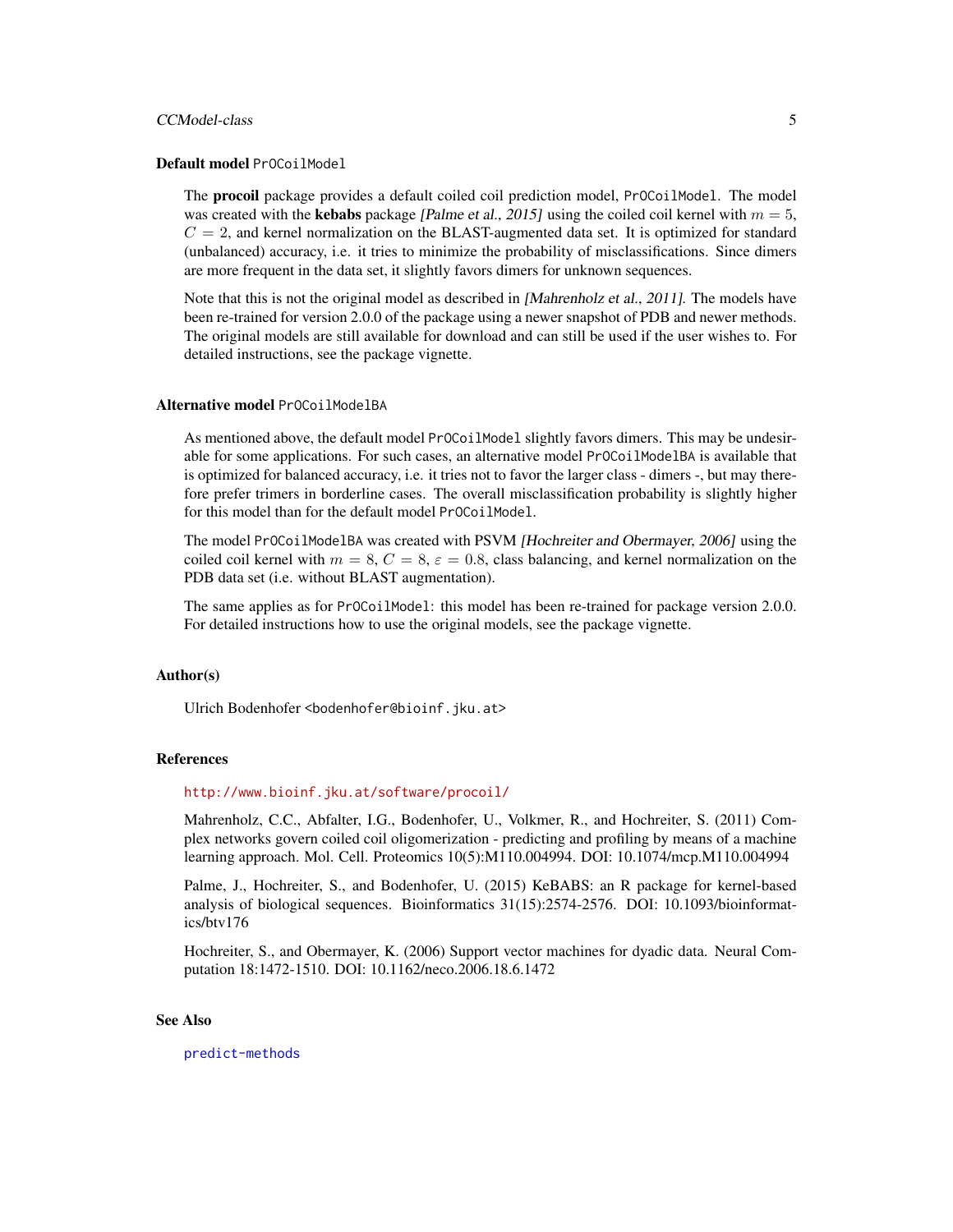### Default model PrOCoilModel

The **procoil** package provides a default coiled coil prediction model, PrOCoilModel. The model was created with the **kebabs** package *[Palme et al., 2015]* using the coiled coil kernel with $m = 5$, $C = 2$, and kernel normalization on the BLAST-augmented data set. It is optimized for standard (unbalanced) accuracy, i.e. it tries to minimize the probability of misclassifications. Since dimers are more frequent in the data set, it slightly favors dimers for unknown sequences.

Note that this is not the original model as described in *[Mahrenholz et al., 2011]*. The models have been re-trained for version 2.0.0 of the package using a newer snapshot of PDB and newer methods. The original models are still available for download and can still be used if the user wishes to. For detailed instructions, see the package vignette.

### Alternative model PrOCoilModelBA

As mentioned above, the default model PrOCoilModel slightly favors dimers. This may be undesirable for some applications. For such cases, an alternative model PrOCoilModelBA is available that is optimized for balanced accuracy, i.e. it tries not to favor the larger class - dimers -, but may therefore prefer trimers in borderline cases. The overall misclassification probability is slightly higher for this model than for the default model PrOCoilModel.

The model PrOCoilModelBA was created with PSVM *[Hochreiter and Obermayer, 2006]* using the coiled coil kernel with $m = 8$, $C = 8$, $\varepsilon = 0.8$, class balancing, and kernel normalization on the PDB data set (i.e. without BLAST augmentation).

The same applies as for PrOCoilModel: this model has been re-trained for package version 2.0.0. For detailed instructions how to use the original models, see the package vignette.

### Author(s)

Ulrich Bodenhofer <bodenhofer@bioinf.jku.at>

### References

http://www.bioinf.jku.at/software/procoil/

Mahrenholz, C.C., Abfalter, I.G., Bodenhofer, U., Volkmer, R., and Hochreiter, S. (2011) Complex networks govern coiled coil oligomerization - predicting and profiling by means of a machine learning approach. Mol. Cell. Proteomics 10(5):M110.004994. DOI: 10.1074/mcp.M110.004994

Palme, J., Hochreiter, S., and Bodenhofer, U. (2015) KeBABS: an R package for kernel-based analysis of biological sequences. Bioinformatics 31(15):2574-2576. DOI: 10.1093/bioinformatics/btv176

Hochreiter, S., and Obermayer, K. (2006) Support vector machines for dyadic data. Neural Computation 18:1472-1510. DOI: 10.1162/neco.2006.18.6.1472

### See Also

predict-methods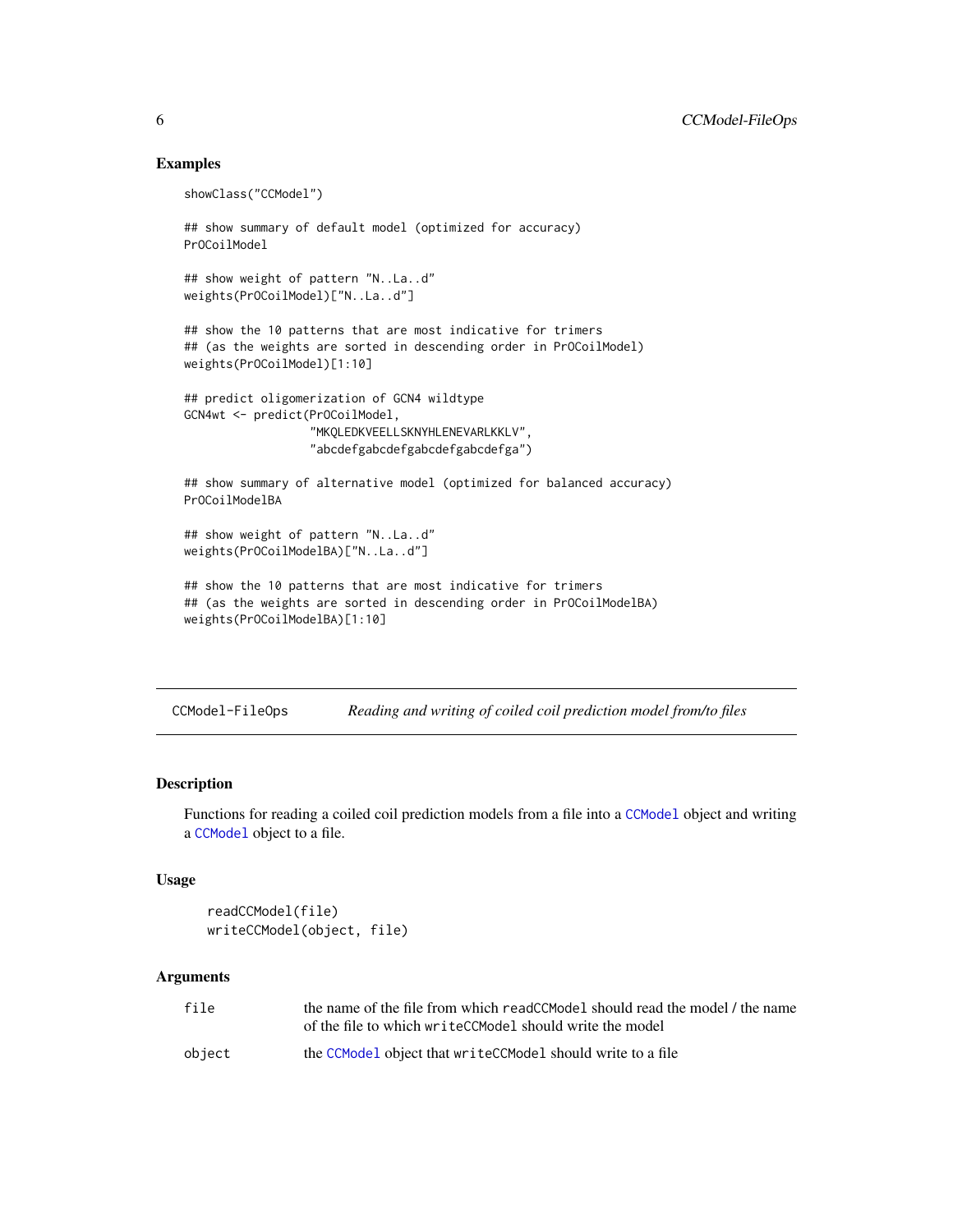## Examples

```
showClass("CCModel")

## show summary of default model (optimized for accuracy)
PrOCoilModel

## show weight of pattern "N..La..d"
weights(PrOCoilModel)["N..La..d"]

## show the 10 patterns that are most indicative for trimers
## (as the weights are sorted in descending order in PrOCoilModel)
weights(PrOCoilModel)[1:10]

## predict oligomerization of GCN4 wildtype
GCN4wt <- predict(PrOCoilModel,
                  "MKQLEDKVEELLSKNYHLENEVARLKKLV",
                  "abcdefgabcdefgabcdefgabcdefga")

## show summary of alternative model (optimized for balanced accuracy)
PrOCoilModelBA

## show weight of pattern "N..La..d"
weights(PrOCoilModelBA)["N..La..d"]

## show the 10 patterns that are most indicative for trimers
## (as the weights are sorted in descending order in PrOCoilModelBA)
weights(PrOCoilModelBA)[1:10]
```

---

# CCModel-FileOps — *Reading and writing of coiled coil prediction model from/to files*

---

## Description

Functions for reading a coiled coil prediction models from a file into a `CCModel` object and writing a `CCModel` object to a file.

## Usage

```
readCCModel(file)
writeCCModel(object, file)
```

## Arguments

| | |
|---|---|
| `file` | the name of the file from which `readCCModel` should read the model / the name of the file to which `writeCCModel` should write the model |
| `object` | the `CCModel` object that `writeCCModel` should write to a file |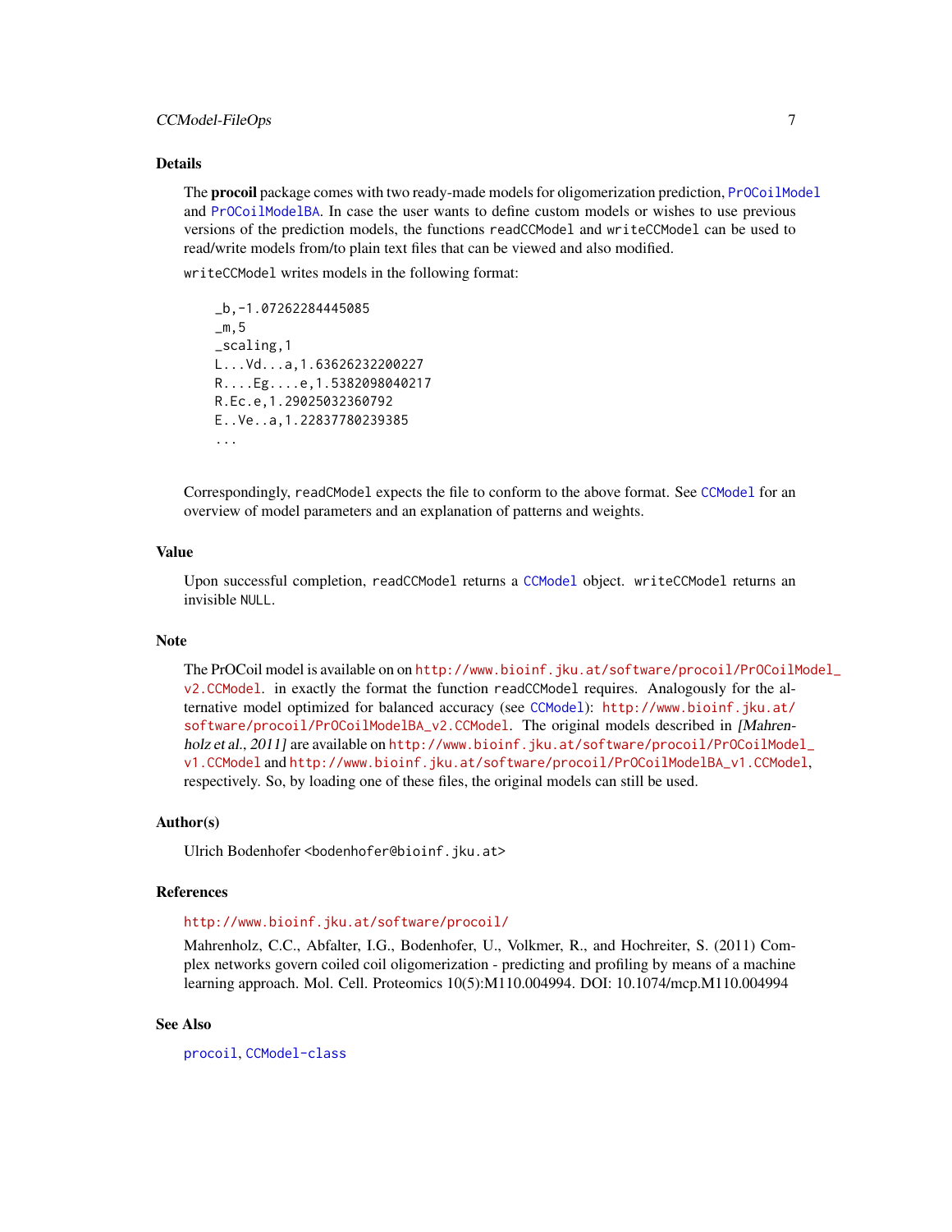## Details

The **procoil** package comes with two ready-made models for oligomerization prediction, PrOCoilModel and PrOCoilModelBA. In case the user wants to define custom models or wishes to use previous versions of the prediction models, the functions readCCModel and writeCCModel can be used to read/write models from/to plain text files that can be viewed and also modified.

writeCCModel writes models in the following format:

```
_b,-1.07262284445085
_m,5
_scaling,1
L...Vd...a,1.63626232200227
R....Eg....e,1.5382098040217
R.Ec.e,1.29025032360792
E..Ve..a,1.22837780239385
...
```

Correspondingly, readCModel expects the file to conform to the above format. See CCModel for an overview of model parameters and an explanation of patterns and weights.

## Value

Upon successful completion, readCCModel returns a CCModel object. writeCCModel returns an invisible NULL.

## Note

The PrOCoil model is available on on http://www.bioinf.jku.at/software/procoil/PrOCoilModel_v2.CCModel. in exactly the format the function readCCModel requires. Analogously for the alternative model optimized for balanced accuracy (see CCModel): http://www.bioinf.jku.at/software/procoil/PrOCoilModelBA_v2.CCModel. The original models described in *[Mahrenholz et al., 2011]* are available on http://www.bioinf.jku.at/software/procoil/PrOCoilModel_v1.CCModel and http://www.bioinf.jku.at/software/procoil/PrOCoilModelBA_v1.CCModel, respectively. So, by loading one of these files, the original models can still be used.

## Author(s)

Ulrich Bodenhofer <bodenhofer@bioinf.jku.at>

## References

http://www.bioinf.jku.at/software/procoil/

Mahrenholz, C.C., Abfalter, I.G., Bodenhofer, U., Volkmer, R., and Hochreiter, S. (2011) Complex networks govern coiled coil oligomerization - predicting and profiling by means of a machine learning approach. Mol. Cell. Proteomics 10(5):M110.004994. DOI: 10.1074/mcp.M110.004994

## See Also

procoil, CCModel-class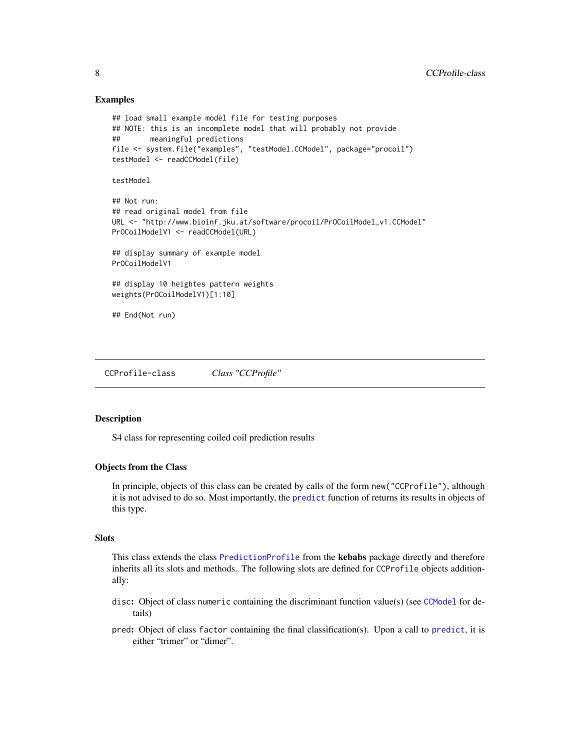## Examples

```
## load small example model file for testing purposes
## NOTE: this is an incomplete model that will probably not provide
##       meaningful predictions
file <- system.file("examples", "testModel.CCModel", package="procoil")
testModel <- readCCModel(file)

testModel

## Not run:
## read original model from file
URL <- "http://www.bioinf.jku.at/software/procoil/PrOCoilModel_v1.CCModel"
PrOCoilModelV1 <- readCCModel(URL)

## display summary of example model
PrOCoilModelV1

## display 10 heightes pattern weights
weights(PrOCoilModelV1)[1:10]

## End(Not run)
```

---

CCProfile-class &nbsp;&nbsp;&nbsp;&nbsp; *Class "CCProfile"*

---

## Description

S4 class for representing coiled coil prediction results

## Objects from the Class

In principle, objects of this class can be created by calls of the form `new("CCProfile")`, although it is not advised to do so. Most importantly, the `predict` function of returns its results in objects of this type.

## Slots

This class extends the class `PredictionProfile` from the **kebabs** package directly and therefore inherits all its slots and methods. The following slots are defined for `CCProfile` objects additionally:

- `disc`: Object of class `numeric` containing the discriminant function value(s) (see `CCModel` for details)
- `pred`: Object of class `factor` containing the final classification(s). Upon a call to `predict`, it is either "trimer" or "dimer".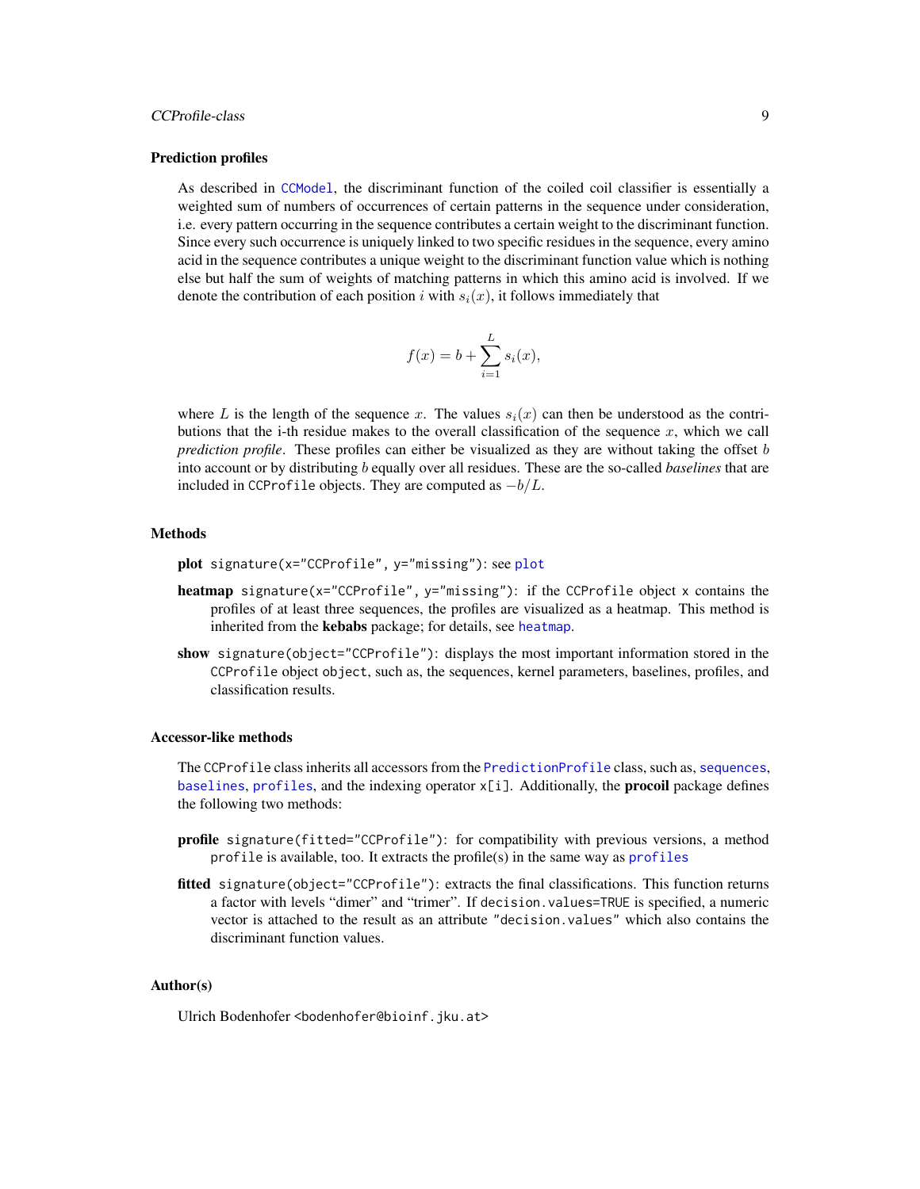### Prediction profiles

As described in `CCModel`, the discriminant function of the coiled coil classifier is essentially a weighted sum of numbers of occurrences of certain patterns in the sequence under consideration, i.e. every pattern occurring in the sequence contributes a certain weight to the discriminant function. Since every such occurrence is uniquely linked to two specific residues in the sequence, every amino acid in the sequence contributes a unique weight to the discriminant function value which is nothing else but half the sum of weights of matching patterns in which this amino acid is involved. If we denote the contribution of each position $i$ with $s_i(x)$, it follows immediately that

$$f(x) = b + \sum_{i=1}^{L} s_i(x),$$

where $L$ is the length of the sequence $x$. The values $s_i(x)$ can then be understood as the contributions that the i-th residue makes to the overall classification of the sequence $x$, which we call *prediction profile*. These profiles can either be visualized as they are without taking the offset $b$ into account or by distributing $b$ equally over all residues. These are the so-called *baselines* that are included in `CCProfile` objects. They are computed as $-b/L$.

### Methods

**plot** `signature(x="CCProfile", y="missing")`: see `plot`

**heatmap** `signature(x="CCProfile", y="missing")`: if the `CCProfile` object `x` contains the profiles of at least three sequences, the profiles are visualized as a heatmap. This method is inherited from the **kebabs** package; for details, see `heatmap`.

**show** `signature(object="CCProfile")`: displays the most important information stored in the `CCProfile` object `object`, such as, the sequences, kernel parameters, baselines, profiles, and classification results.

### Accessor-like methods

The `CCProfile` class inherits all accessors from the `PredictionProfile` class, such as, `sequences`, `baselines`, `profiles`, and the indexing operator `x[i]`. Additionally, the **procoil** package defines the following two methods:

**profile** `signature(fitted="CCProfile")`: for compatibility with previous versions, a method `profile` is available, too. It extracts the profile(s) in the same way as `profiles`

**fitted** `signature(object="CCProfile")`: extracts the final classifications. This function returns a factor with levels "dimer" and "trimer". If `decision.values=TRUE` is specified, a numeric vector is attached to the result as an attribute `"decision.values"` which also contains the discriminant function values.

### Author(s)

Ulrich Bodenhofer <bodenhofer@bioinf.jku.at>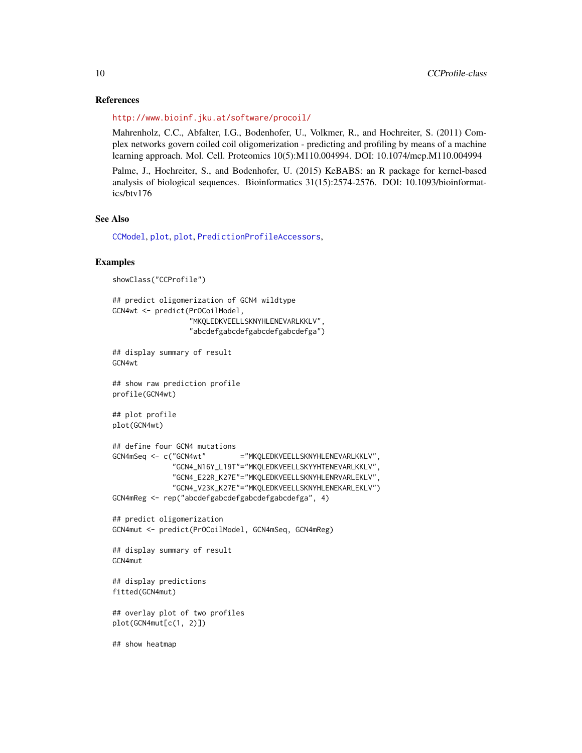## References

http://www.bioinf.jku.at/software/procoil/

Mahrenholz, C.C., Abfalter, I.G., Bodenhofer, U., Volkmer, R., and Hochreiter, S. (2011) Complex networks govern coiled coil oligomerization - predicting and profiling by means of a machine learning approach. Mol. Cell. Proteomics 10(5):M110.004994. DOI: 10.1074/mcp.M110.004994

Palme, J., Hochreiter, S., and Bodenhofer, U. (2015) KeBABS: an R package for kernel-based analysis of biological sequences. Bioinformatics 31(15):2574-2576. DOI: 10.1093/bioinformatics/btv176

## See Also

CCModel, plot, plot, PredictionProfileAccessors,

## Examples

```
showClass("CCProfile")

## predict oligomerization of GCN4 wildtype
GCN4wt <- predict(PrOCoilModel,
                  "MKQLEDKVEELLSKNYHLENEVARLKKLV",
                  "abcdefgabcdefgabcdefgabcdefga")

## display summary of result
GCN4wt

## show raw prediction profile
profile(GCN4wt)

## plot profile
plot(GCN4wt)

## define four GCN4 mutations
GCN4mSeq <- c("GCN4wt"        ="MKQLEDKVEELLSKNYHLENEVARLKKLV",
              "GCN4_N16Y_L19T"="MKQLEDKVEELLSKYYHTENEVARLKKLV",
              "GCN4_E22R_K27E"="MKQLEDKVEELLSKNYHLENRVARLEKLV",
              "GCN4_V23K_K27E"="MKQLEDKVEELLSKNYHLENEKARLEKLV")
GCN4mReg <- rep("abcdefgabcdefgabcdefgabcdefga", 4)

## predict oligomerization
GCN4mut <- predict(PrOCoilModel, GCN4mSeq, GCN4mReg)

## display summary of result
GCN4mut

## display predictions
fitted(GCN4mut)

## overlay plot of two profiles
plot(GCN4mut[c(1, 2)])

## show heatmap
```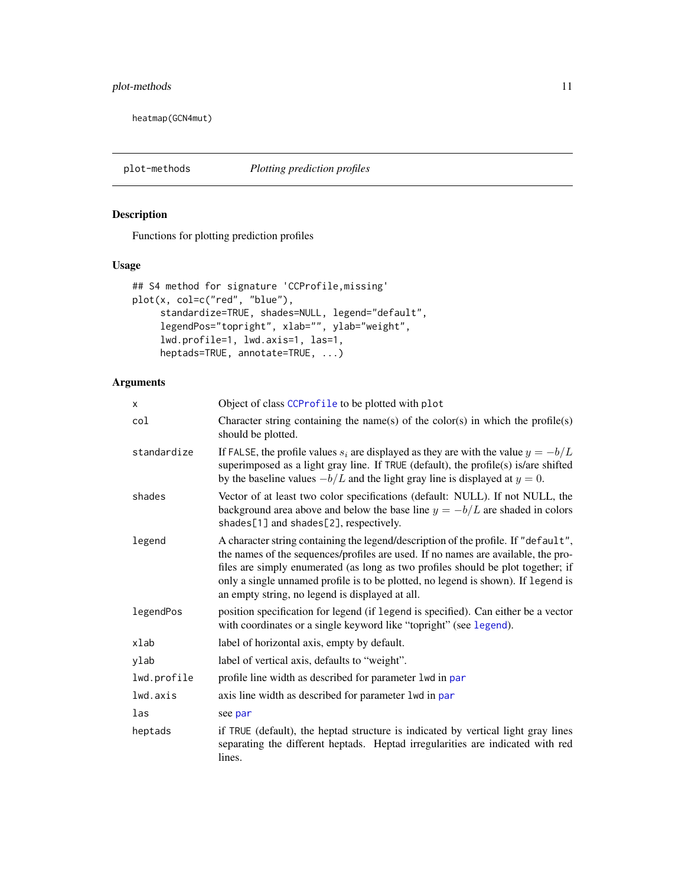```
heatmap(GCN4mut)
```

---

## plot-methods — *Plotting prediction profiles*

### Description

Functions for plotting prediction profiles

### Usage

```
## S4 method for signature 'CCProfile,missing'
plot(x, col=c("red", "blue"),
     standardize=TRUE, shades=NULL, legend="default",
     legendPos="topright", xlab="", ylab="weight",
     lwd.profile=1, lwd.axis=1, las=1,
     heptads=TRUE, annotate=TRUE, ...)
```

### Arguments

| | |
|---|---|
| `x` | Object of class `CCProfile` to be plotted with `plot` |
| `col` | Character string containing the name(s) of the color(s) in which the profile(s) should be plotted. |
| `standardize` | If `FALSE`, the profile values $s_i$ are displayed as they are with the value $y = -b/L$ superimposed as a light gray line. If `TRUE` (default), the profile(s) is/are shifted by the baseline values $-b/L$ and the light gray line is displayed at $y = 0$. |
| `shades` | Vector of at least two color specifications (default: NULL). If not NULL, the background area above and below the base line $y = -b/L$ are shaded in colors `shades[1]` and `shades[2]`, respectively. |
| `legend` | A character string containing the legend/description of the profile. If `"default"`, the names of the sequences/profiles are used. If no names are available, the profiles are simply enumerated (as long as two profiles should be plot together; if only a single unnamed profile is to be plotted, no legend is shown). If `legend` is an empty string, no legend is displayed at all. |
| `legendPos` | position specification for legend (if `legend` is specified). Can either be a vector with coordinates or a single keyword like "topright" (see `legend`). |
| `xlab` | label of horizontal axis, empty by default. |
| `ylab` | label of vertical axis, defaults to "weight". |
| `lwd.profile` | profile line width as described for parameter `lwd` in `par` |
| `lwd.axis` | axis line width as described for parameter `lwd` in `par` |
| `las` | see `par` |
| `heptads` | if `TRUE` (default), the heptad structure is indicated by vertical light gray lines separating the different heptads. Heptad irregularities are indicated with red lines. |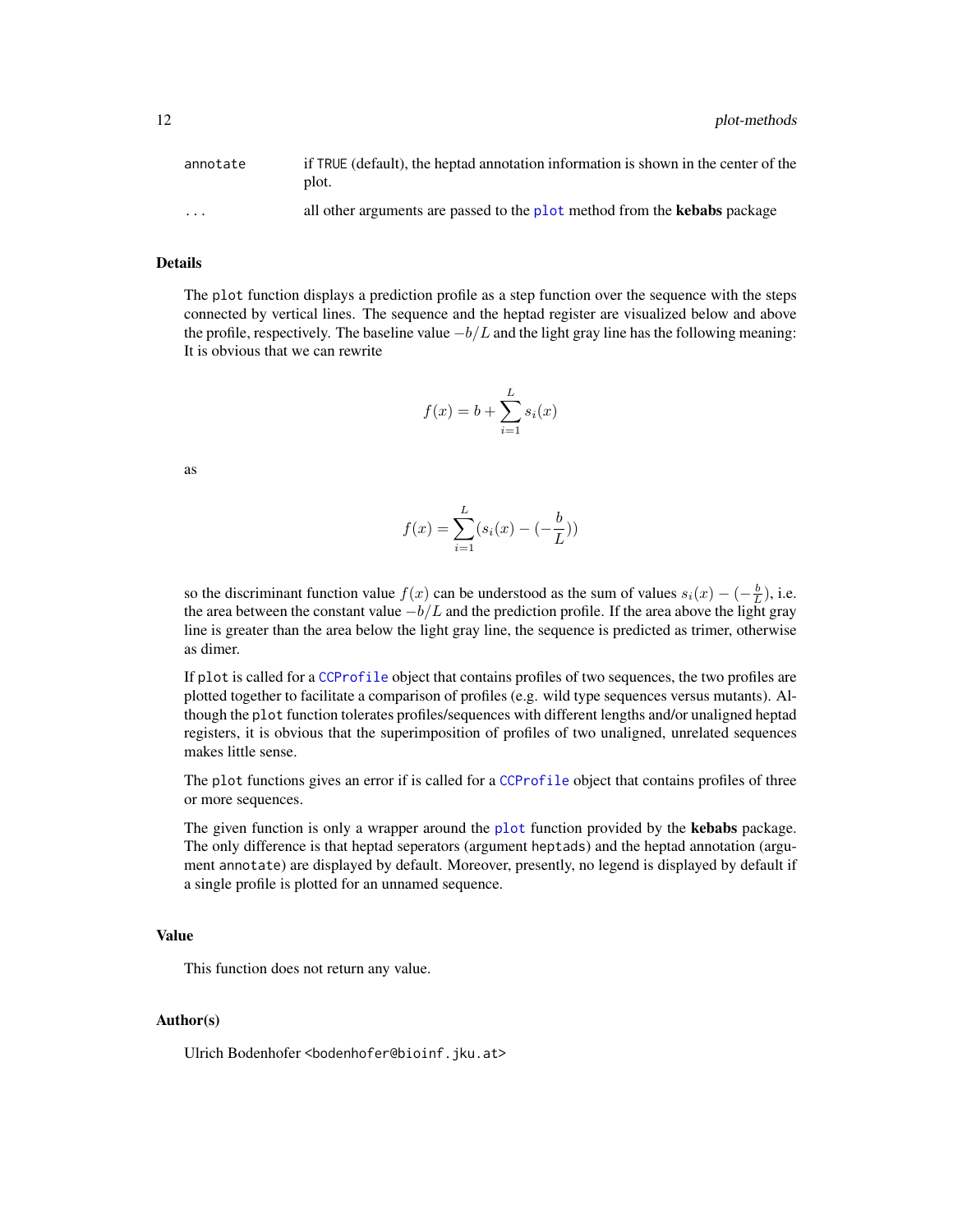| | |
|---|---|
| `annotate` | if `TRUE` (default), the heptad annotation information is shown in the center of the plot. |
| `...` | all other arguments are passed to the `plot` method from the **kebabs** package |

## Details

The `plot` function displays a prediction profile as a step function over the sequence with the steps connected by vertical lines. The sequence and the heptad register are visualized below and above the profile, respectively. The baseline value $-b/L$ and the light gray line has the following meaning: It is obvious that we can rewrite

$$f(x) = b + \sum_{i=1}^{L} s_i(x)$$

as

$$f(x) = \sum_{i=1}^{L} (s_i(x) - (-\frac{b}{L}))$$

so the discriminant function value $f(x)$ can be understood as the sum of values $s_i(x) - (-\frac{b}{L})$, i.e. the area between the constant value $-b/L$ and the prediction profile. If the area above the light gray line is greater than the area below the light gray line, the sequence is predicted as trimer, otherwise as dimer.

If `plot` is called for a `CCProfile` object that contains profiles of two sequences, the two profiles are plotted together to facilitate a comparison of profiles (e.g. wild type sequences versus mutants). Although the `plot` function tolerates profiles/sequences with different lengths and/or unaligned heptad registers, it is obvious that the superimposition of profiles of two unaligned, unrelated sequences makes little sense.

The `plot` functions gives an error if is called for a `CCProfile` object that contains profiles of three or more sequences.

The given function is only a wrapper around the `plot` function provided by the **kebabs** package. The only difference is that heptad seperators (argument `heptads`) and the heptad annotation (argument `annotate`) are displayed by default. Moreover, presently, no legend is displayed by default if a single profile is plotted for an unnamed sequence.

## Value

This function does not return any value.

## Author(s)

Ulrich Bodenhofer <bodenhofer@bioinf.jku.at>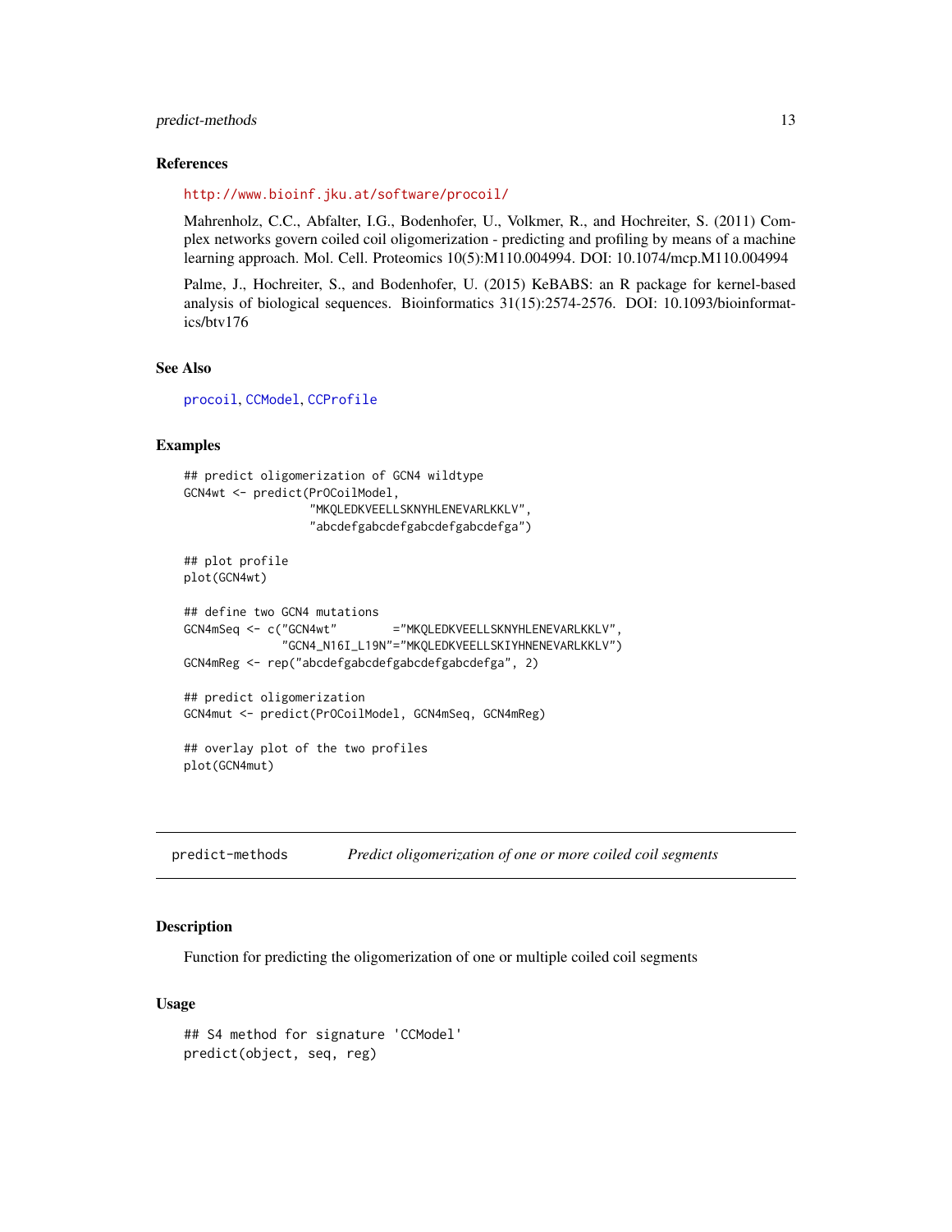## References

http://www.bioinf.jku.at/software/procoil/

Mahrenholz, C.C., Abfalter, I.G., Bodenhofer, U., Volkmer, R., and Hochreiter, S. (2011) Complex networks govern coiled coil oligomerization - predicting and profiling by means of a machine learning approach. Mol. Cell. Proteomics 10(5):M110.004994. DOI: 10.1074/mcp.M110.004994

Palme, J., Hochreiter, S., and Bodenhofer, U. (2015) KeBABS: an R package for kernel-based analysis of biological sequences. Bioinformatics 31(15):2574-2576. DOI: 10.1093/bioinformatics/btv176

## See Also

procoil, CCModel, CCProfile

## Examples

```
## predict oligomerization of GCN4 wildtype
GCN4wt <- predict(PrOCoilModel,
                  "MKQLEDKVEELLSKNYHLENEVARLKKLV",
                  "abcdefgabcdefgabcdefgabcdefga")

## plot profile
plot(GCN4wt)

## define two GCN4 mutations
GCN4mSeq <- c("GCN4wt"        ="MKQLEDKVEELLSKNYHLENEVARLKKLV",
              "GCN4_N16I_L19N"="MKQLEDKVEELLSKIYHNENEVARLKKLV")
GCN4mReg <- rep("abcdefgabcdefgabcdefgabcdefga", 2)

## predict oligomerization
GCN4mut <- predict(PrOCoilModel, GCN4mSeq, GCN4mReg)

## overlay plot of the two profiles
plot(GCN4mut)
```

---

# predict-methods — *Predict oligomerization of one or more coiled coil segments*

## Description

Function for predicting the oligomerization of one or multiple coiled coil segments

## Usage

```
## S4 method for signature 'CCModel'
predict(object, seq, reg)
```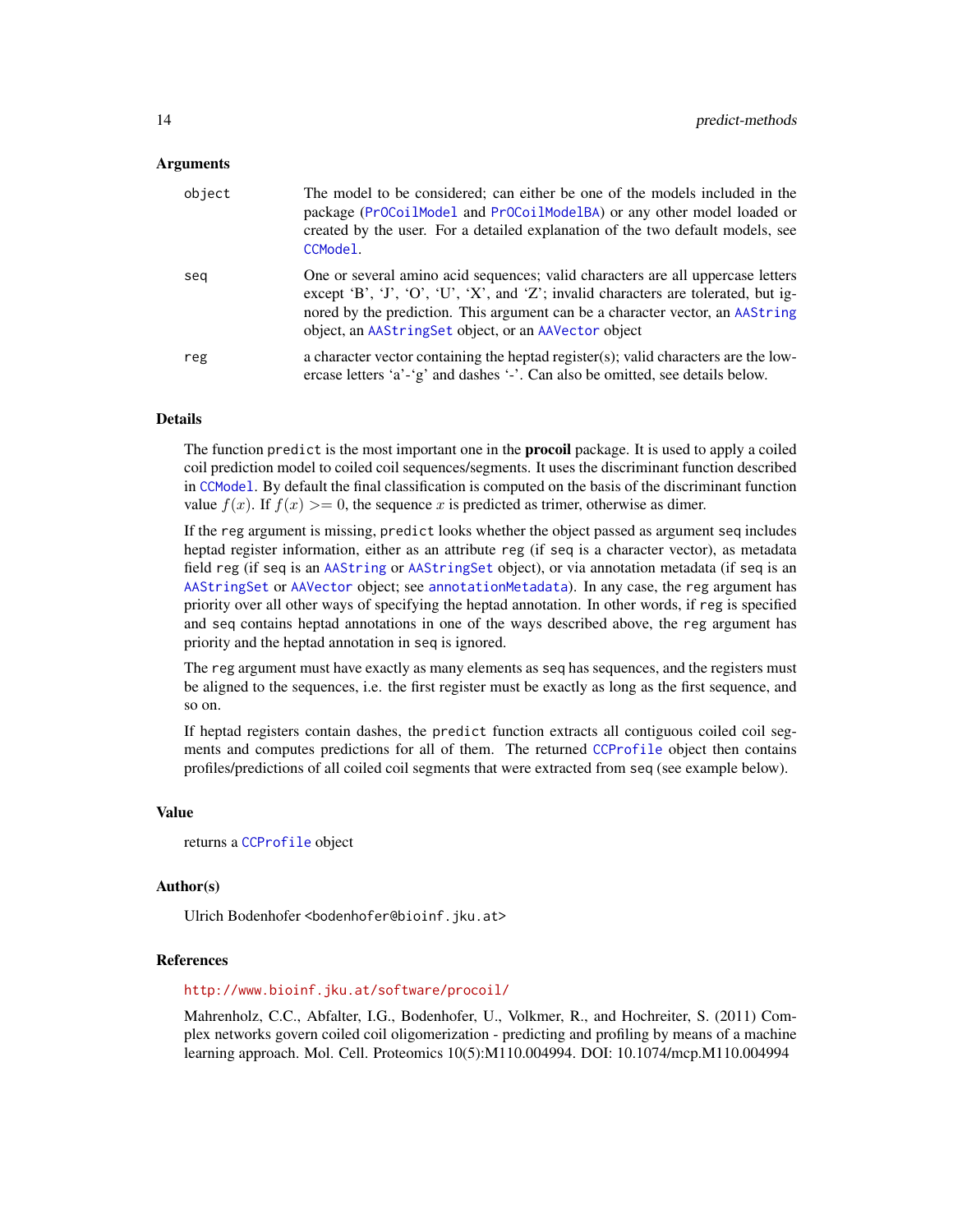### Arguments

| | |
|---|---|
| `object` | The model to be considered; can either be one of the models included in the package (`PrOCoilModel` and `PrOCoilModelBA`) or any other model loaded or created by the user. For a detailed explanation of the two default models, see `CCModel`. |
| `seq` | One or several amino acid sequences; valid characters are all uppercase letters except 'B', 'J', 'O', 'U', 'X', and 'Z'; invalid characters are tolerated, but ignored by the prediction. This argument can be a character vector, an `AAString` object, an `AAStringSet` object, or an `AAVector` object |
| `reg` | a character vector containing the heptad register(s); valid characters are the lowercase letters 'a'-'g' and dashes '-'. Can also be omitted, see details below. |

### Details

The function `predict` is the most important one in the **procoil** package. It is used to apply a coiled coil prediction model to coiled coil sequences/segments. It uses the discriminant function described in `CCModel`. By default the final classification is computed on the basis of the discriminant function value $f(x)$. If $f(x) >= 0$, the sequence $x$ is predicted as trimer, otherwise as dimer.

If the `reg` argument is missing, `predict` looks whether the object passed as argument `seq` includes heptad register information, either as an attribute `reg` (if `seq` is a character vector), as metadata field `reg` (if `seq` is an `AAString` or `AAStringSet` object), or via annotation metadata (if `seq` is an `AAStringSet` or `AAVector` object; see `annotationMetadata`). In any case, the `reg` argument has priority over all other ways of specifying the heptad annotation. In other words, if `reg` is specified and `seq` contains heptad annotations in one of the ways described above, the `reg` argument has priority and the heptad annotation in `seq` is ignored.

The `reg` argument must have exactly as many elements as `seq` has sequences, and the registers must be aligned to the sequences, i.e. the first register must be exactly as long as the first sequence, and so on.

If heptad registers contain dashes, the `predict` function extracts all contiguous coiled coil segments and computes predictions for all of them. The returned `CCProfile` object then contains profiles/predictions of all coiled coil segments that were extracted from `seq` (see example below).

### Value

returns a `CCProfile` object

### Author(s)

Ulrich Bodenhofer <bodenhofer@bioinf.jku.at>

### References

http://www.bioinf.jku.at/software/procoil/

Mahrenholz, C.C., Abfalter, I.G., Bodenhofer, U., Volkmer, R., and Hochreiter, S. (2011) Complex networks govern coiled coil oligomerization - predicting and profiling by means of a machine learning approach. Mol. Cell. Proteomics 10(5):M110.004994. DOI: 10.1074/mcp.M110.004994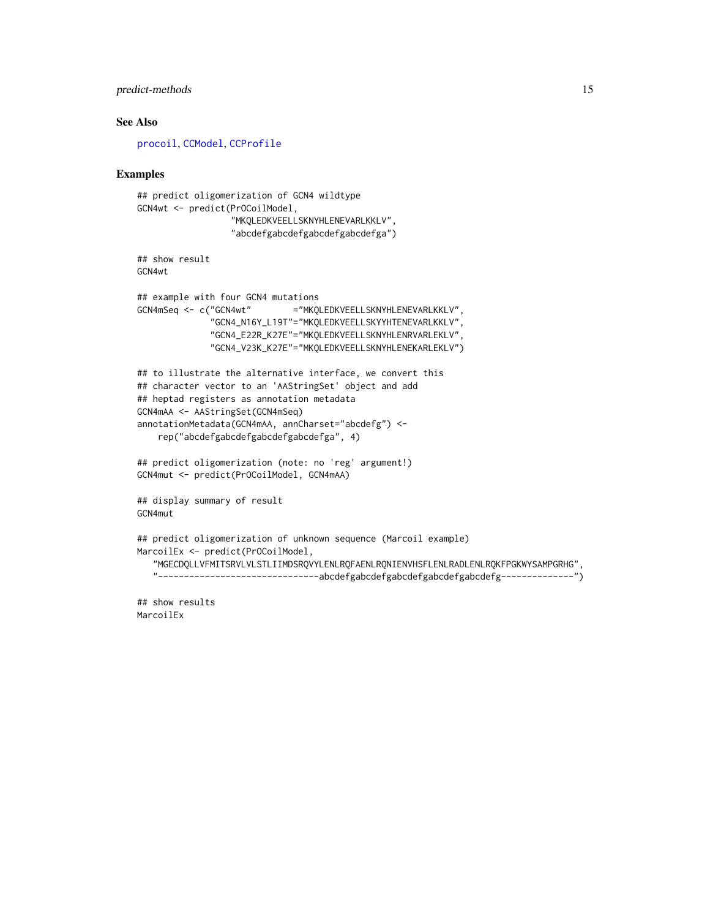## See Also

procoil, CCModel, CCProfile

## Examples

```
## predict oligomerization of GCN4 wildtype
GCN4wt <- predict(PrOCoilModel,
                  "MKQLEDKVEELLSKNYHLENEVARLKKLV",
                  "abcdefgabcdefgabcdefgabcdefga")

## show result
GCN4wt

## example with four GCN4 mutations
GCN4mSeq <- c("GCN4wt"       ="MKQLEDKVEELLSKNYHLENEVARLKKLV",
              "GCN4_N16Y_L19T"="MKQLEDKVEELLSKYYHTENEVARLKKLV",
              "GCN4_E22R_K27E"="MKQLEDKVEELLSKNYHLENRVARLEKLV",
              "GCN4_V23K_K27E"="MKQLEDKVEELLSKNYHLENEKARLEKLV")

## to illustrate the alternative interface, we convert this
## character vector to an 'AAStringSet' object and add
## heptad registers as annotation metadata
GCN4mAA <- AAStringSet(GCN4mSeq)
annotationMetadata(GCN4mAA, annCharset="abcdefg") <-
    rep("abcdefgabcdefgabcdefgabcdefga", 4)

## predict oligomerization (note: no 'reg' argument!)
GCN4mut <- predict(PrOCoilModel, GCN4mAA)

## display summary of result
GCN4mut

## predict oligomerization of unknown sequence (Marcoil example)
MarcoilEx <- predict(PrOCoilModel,
   "MGECDQLLVFMITSRVLVLSTLIIMDSRQVYLENLRQFAENLRQNIENVHSFLENLRADLENLRQKFPGKWYSAMPGRHG",
   "------------------------------abcdefgabcdefgabcdefgabcdefgabcdefg--------------")

## show results
MarcoilEx
```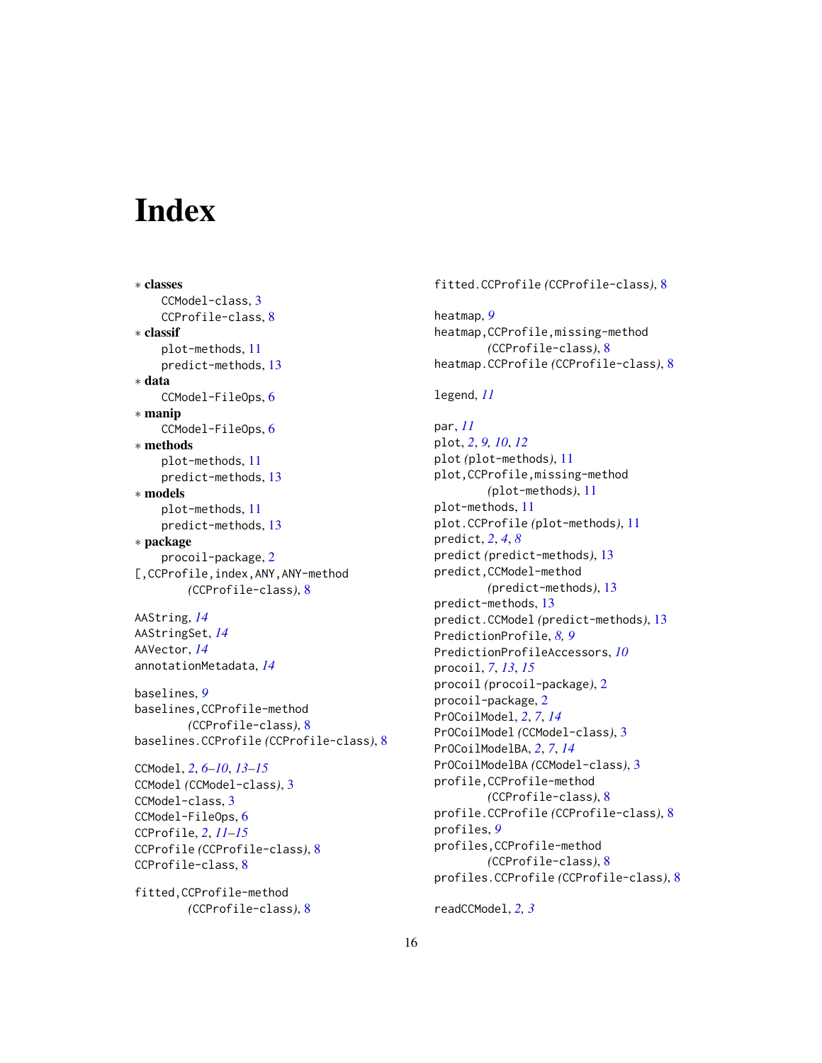# Index

∗ **classes**
  CCModel-class, 3
  CCProfile-class, 8
∗ **classif**
  plot-methods, 11
  predict-methods, 13
∗ **data**
  CCModel-FileOps, 6
∗ **manip**
  CCModel-FileOps, 6
∗ **methods**
  plot-methods, 11
  predict-methods, 13
∗ **models**
  plot-methods, 11
  predict-methods, 13
∗ **package**
  procoil-package, 2
[,CCProfile,index,ANY,ANY-method
    *(CCProfile-class)*, 8

AAString, *14*
AAStringSet, *14*
AAVector, *14*
annotationMetadata, *14*

baselines, *9*
baselines,CCProfile-method
    *(CCProfile-class)*, 8
baselines.CCProfile *(CCProfile-class)*, 8

CCModel, *2*, *6–10*, *13–15*
CCModel *(CCModel-class)*, 3
CCModel-class, 3
CCModel-FileOps, 6
CCProfile, *2*, *11–15*
CCProfile *(CCProfile-class)*, 8
CCProfile-class, 8

fitted,CCProfile-method
    *(CCProfile-class)*, 8
fitted.CCProfile *(CCProfile-class)*, 8

heatmap, *9*
heatmap,CCProfile,missing-method
    *(CCProfile-class)*, 8
heatmap.CCProfile *(CCProfile-class)*, 8

legend, *11*

par, *11*
plot, *2*, *9*, *10*, *12*
plot *(plot-methods)*, 11
plot,CCProfile,missing-method
    *(plot-methods)*, 11
plot-methods, 11
plot.CCProfile *(plot-methods)*, 11
predict, *2*, *4*, *8*
predict *(predict-methods)*, 13
predict,CCModel-method
    *(predict-methods)*, 13
predict-methods, 13
predict.CCModel *(predict-methods)*, 13
PredictionProfile, *8*, *9*
PredictionProfileAccessors, *10*
procoil, *7*, *13*, *15*
procoil *(procoil-package)*, 2
procoil-package, 2
PrOCoilModel, *2*, *7*, *14*
PrOCoilModel *(CCModel-class)*, 3
PrOCoilModelBA, *2*, *7*, *14*
PrOCoilModelBA *(CCModel-class)*, 3
profile,CCProfile-method
    *(CCProfile-class)*, 8
profile.CCProfile *(CCProfile-class)*, 8
profiles, *9*
profiles,CCProfile-method
    *(CCProfile-class)*, 8
profiles.CCProfile *(CCProfile-class)*, 8

readCCModel, *2*, *3*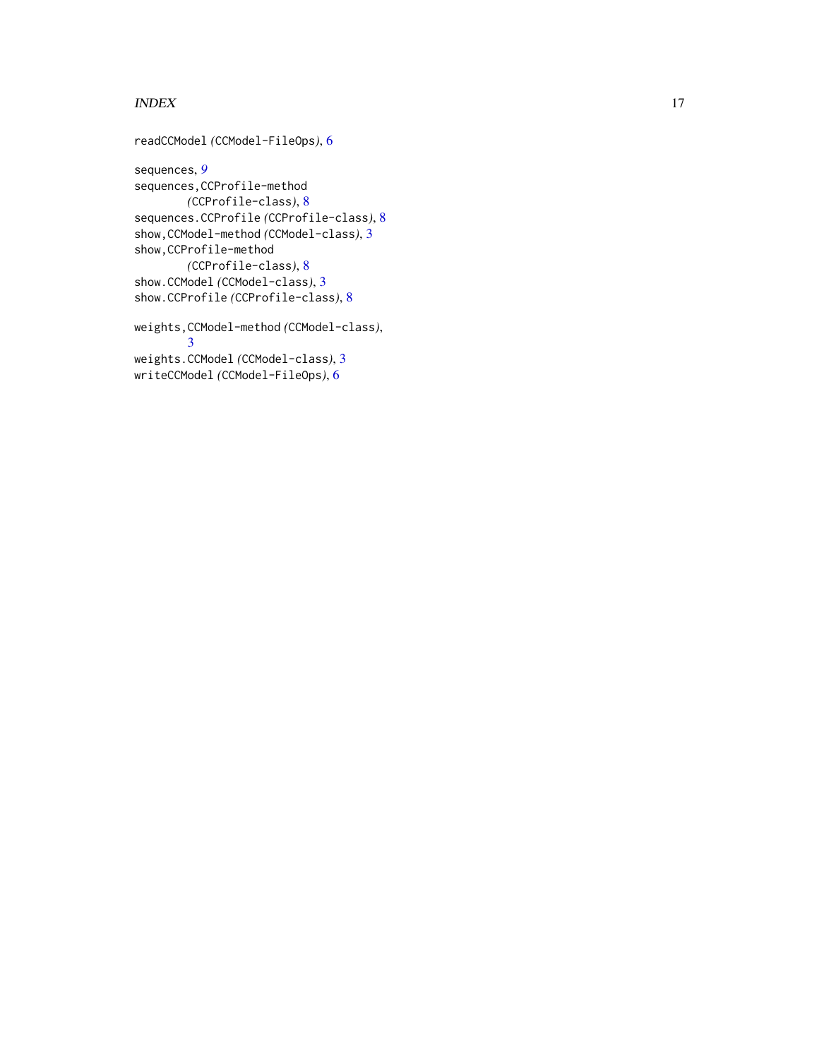readCCModel *(*CCModel-FileOps*)*, 6

sequences, *9*
sequences,CCProfile-method
        *(*CCProfile-class*)*, 8
sequences.CCProfile *(*CCProfile-class*)*, 8
show,CCModel-method *(*CCModel-class*)*, 3
show,CCProfile-method
        *(*CCProfile-class*)*, 8
show.CCModel *(*CCModel-class*)*, 3
show.CCProfile *(*CCProfile-class*)*, 8

weights,CCModel-method *(*CCModel-class*)*,
        3
weights.CCModel *(*CCModel-class*)*, 3
writeCCModel *(*CCModel-FileOps*)*, 6